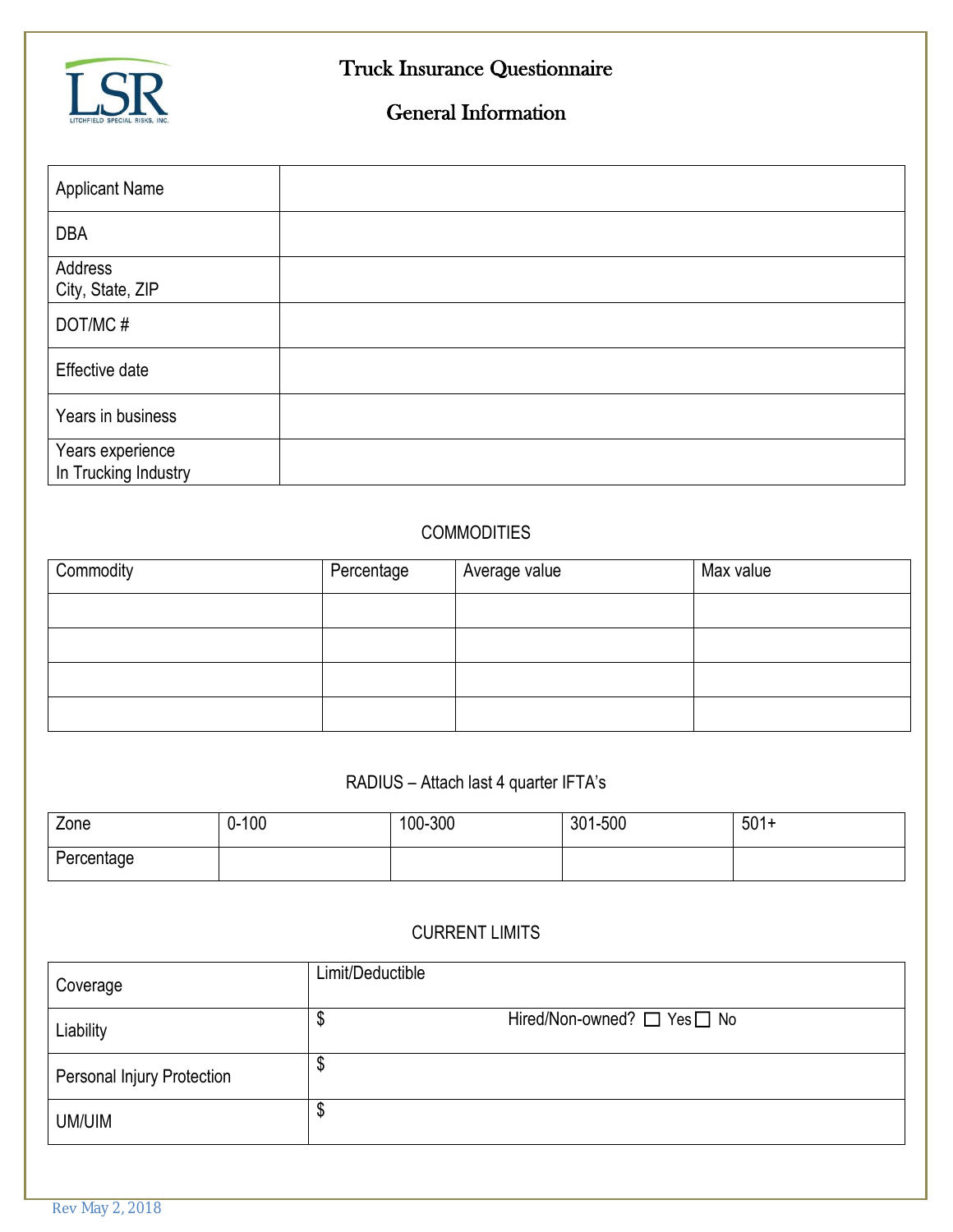# Truck Insurance Questionnaire

## General Information

| | |
|---|---|
| Applicant Name | |
| DBA | |
| Address<br>City, State, ZIP | |
| DOT/MC # | |
| Effective date | |
| Years in business | |
| Years experience<br>In Trucking Industry | |

### COMMODITIES

| Commodity | Percentage | Average value | Max value |
|---|---|---|---|
| | | | |
| | | | |
| | | | |
| | | | |

### RADIUS – Attach last 4 quarter IFTA's

| Zone | 0-100 | 100-300 | 301-500 | 501+ |
|---|---|---|---|---|
| Percentage | | | | |

### CURRENT LIMITS

| Coverage | Limit/Deductible |
|---|---|
| Liability | $ Hired/Non-owned? ☐ Yes ☐ No |
| Personal Injury Protection | $ |
| UM/UIM | $ |

Rev May 2, 2018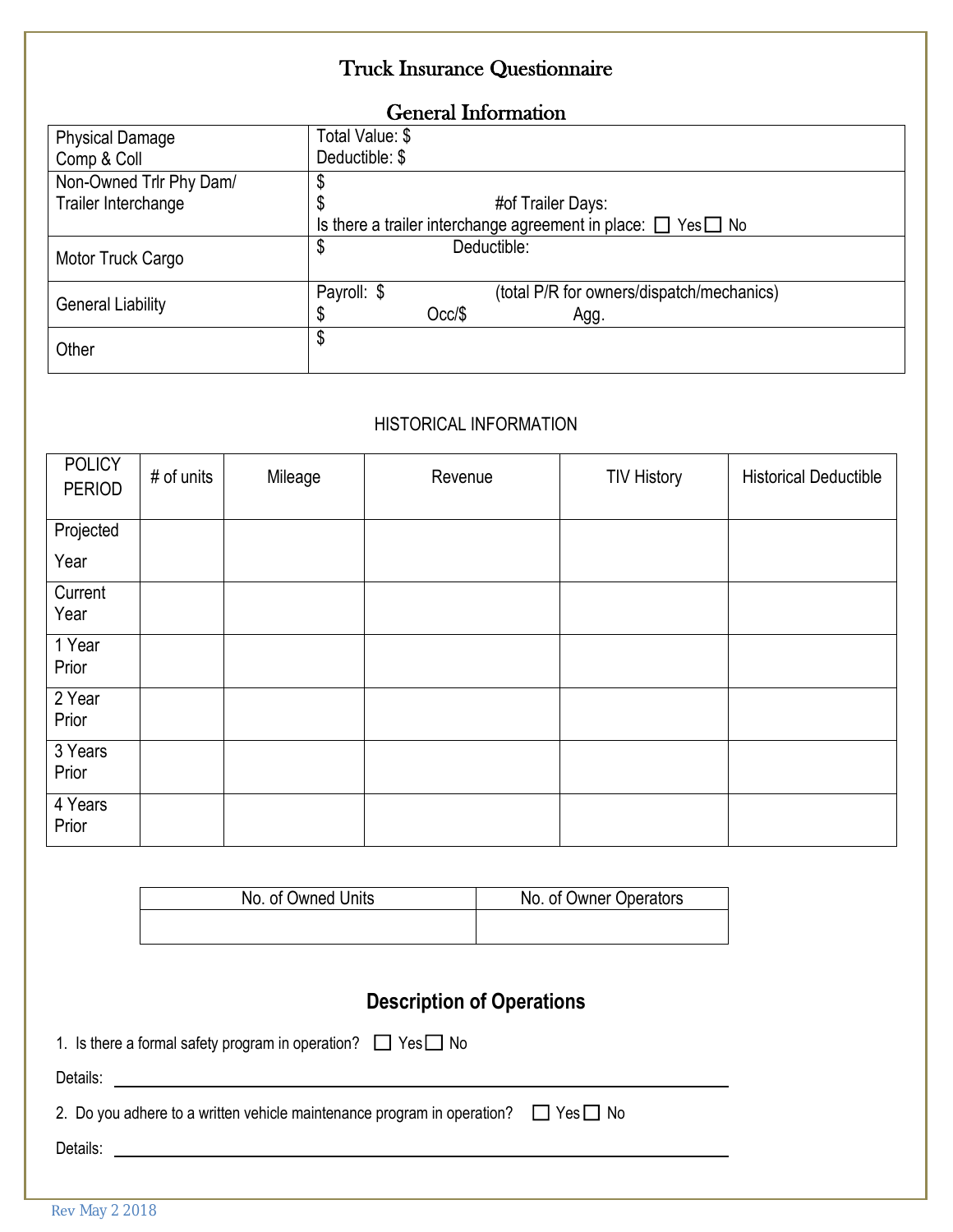# Truck Insurance Questionnaire

## General Information

| | |
|---|---|
| Physical Damage<br>Comp & Coll | Total Value: $<br>Deductible: $ |
| Non-Owned Trlr Phy Dam/<br>Trailer Interchange | $<br>$ #of Trailer Days:<br>Is there a trailer interchange agreement in place: ☐ Yes ☐ No |
| Motor Truck Cargo | $ Deductible: |
| General Liability | Payroll: $ (total P/R for owners/dispatch/mechanics)<br>$ Occ/$ Agg. |
| Other | $ |

HISTORICAL INFORMATION

| POLICY PERIOD | # of units | Mileage | Revenue | TIV History | Historical Deductible |
|---|---|---|---|---|---|
| Projected Year | | | | | |
| Current Year | | | | | |
| 1 Year Prior | | | | | |
| 2 Year Prior | | | | | |
| 3 Years Prior | | | | | |
| 4 Years Prior | | | | | |

| No. of Owned Units | No. of Owner Operators |
|---|---|
| | |

## Description of Operations

1. Is there a formal safety program in operation? ☐ Yes ☐ No

Details: ______________________________

2. Do you adhere to a written vehicle maintenance program in operation? ☐ Yes ☐ No

Details: ______________________________

Rev May 2 2018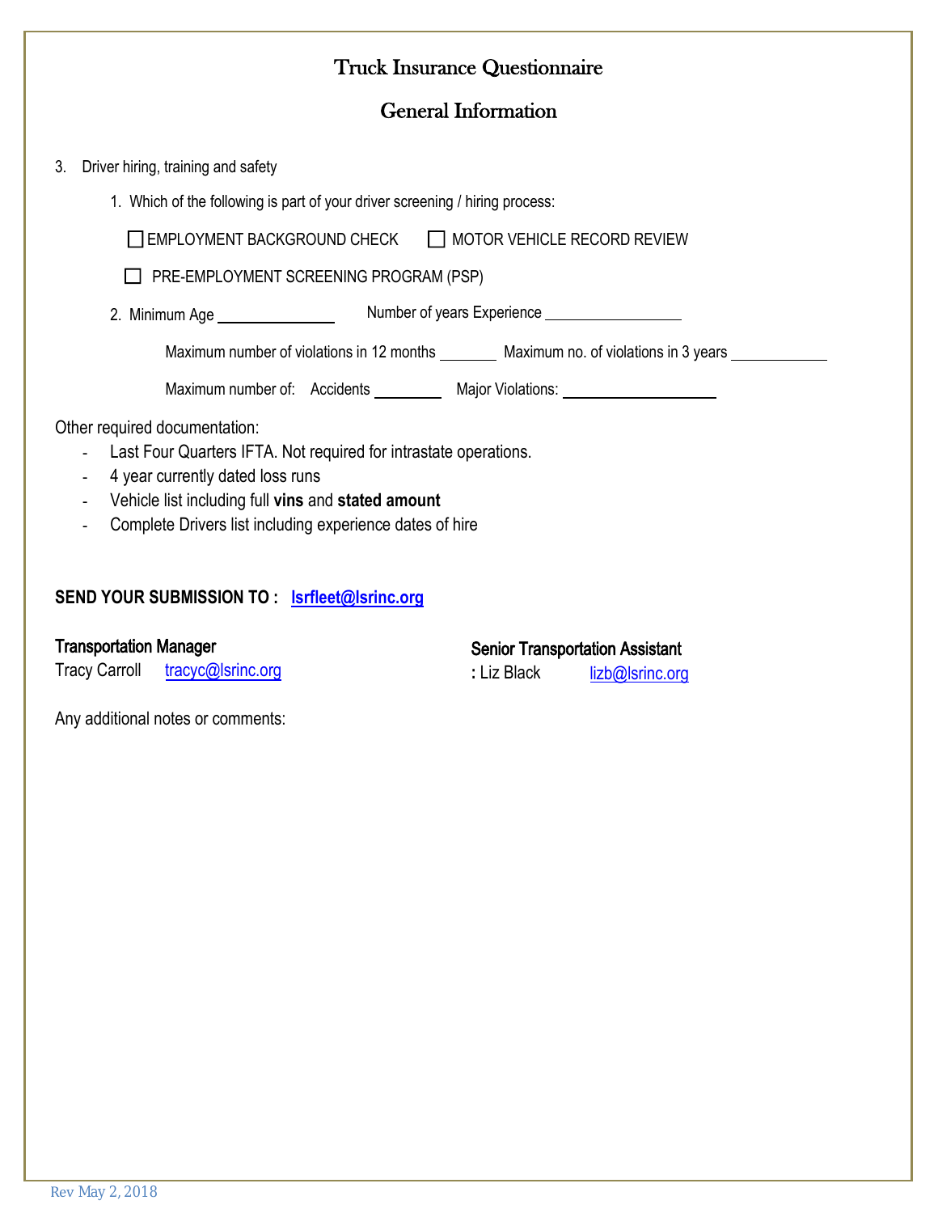# Truck Insurance Questionnaire

## General Information

3. Driver hiring, training and safety

   1. Which of the following is part of your driver screening / hiring process:

      ☐ EMPLOYMENT BACKGROUND CHECK ☐ MOTOR VEHICLE RECORD REVIEW

      ☐ PRE-EMPLOYMENT SCREENING PROGRAM (PSP)

   2. Minimum Age ______________ Number of years Experience ________________

      Maximum number of violations in 12 months _______ Maximum no. of violations in 3 years ____________

      Maximum number of: Accidents ________ Major Violations: __________________

Other required documentation:

- Last Four Quarters IFTA. Not required for intrastate operations.
- 4 year currently dated loss runs
- Vehicle list including full **vins** and **stated amount**
- Complete Drivers list including experience dates of hire

**SEND YOUR SUBMISSION TO : lsrfleet@lsrinc.org**

**Transportation Manager**
Tracy Carroll tracyc@lsrinc.org

**Senior Transportation Assistant**
**:** Liz Black lizb@lsrinc.org

Any additional notes or comments: